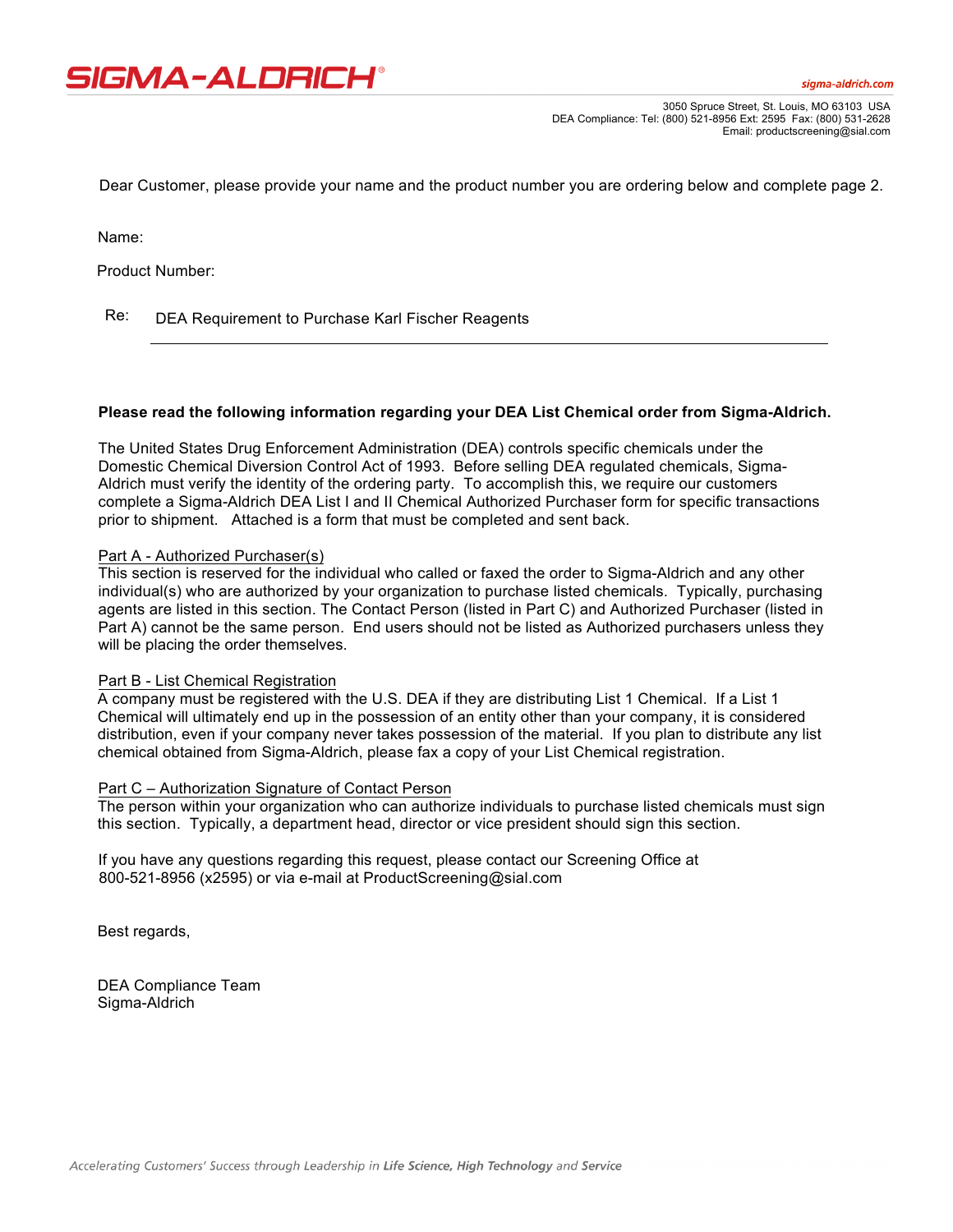SIGMA-ALDRICH®

sigma-aldrich.com

3050 Spruce Street, St. Louis, MO 63103 USA
DEA Compliance: Tel: (800) 521-8956 Ext: 2595 Fax: (800) 531-2628
Email: productscreening@sial.com

Dear Customer, please provide your name and the product number you are ordering below and complete page 2.

Name:

Product Number:

Re: DEA Requirement to Purchase Karl Fischer Reagents

---

**Please read the following information regarding your DEA List Chemical order from Sigma-Aldrich.**

The United States Drug Enforcement Administration (DEA) controls specific chemicals under the Domestic Chemical Diversion Control Act of 1993. Before selling DEA regulated chemicals, Sigma-Aldrich must verify the identity of the ordering party. To accomplish this, we require our customers complete a Sigma-Aldrich DEA List I and II Chemical Authorized Purchaser form for specific transactions prior to shipment. Attached is a form that must be completed and sent back.

<u>Part A - Authorized Purchaser(s)</u>
This section is reserved for the individual who called or faxed the order to Sigma-Aldrich and any other individual(s) who are authorized by your organization to purchase listed chemicals. Typically, purchasing agents are listed in this section. The Contact Person (listed in Part C) and Authorized Purchaser (listed in Part A) cannot be the same person. End users should not be listed as Authorized purchasers unless they will be placing the order themselves.

<u>Part B - List Chemical Registration</u>
A company must be registered with the U.S. DEA if they are distributing List 1 Chemical. If a List 1 Chemical will ultimately end up in the possession of an entity other than your company, it is considered distribution, even if your company never takes possession of the material. If you plan to distribute any list chemical obtained from Sigma-Aldrich, please fax a copy of your List Chemical registration.

<u>Part C – Authorization Signature of Contact Person</u>
The person within your organization who can authorize individuals to purchase listed chemicals must sign this section. Typically, a department head, director or vice president should sign this section.

If you have any questions regarding this request, please contact our Screening Office at 800-521-8956 (x2595) or via e-mail at ProductScreening@sial.com

Best regards,

DEA Compliance Team
Sigma-Aldrich

*Accelerating Customers' Success through Leadership in **Life Science, High Technology** and **Service***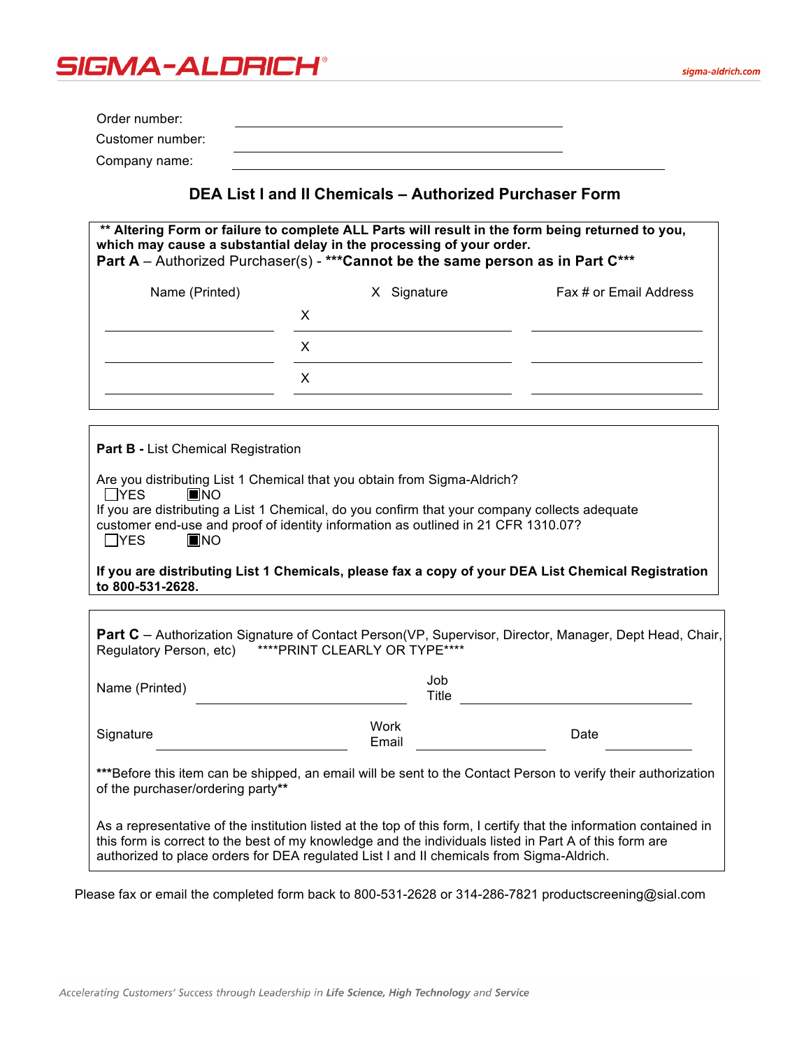SIGMA-ALDRICH®

sigma-aldrich.com

Order number: ______________________

Customer number: ______________________

Company name: ______________________

## DEA List I and II Chemicals – Authorized Purchaser Form

**\*\* Altering Form or failure to complete ALL Parts will result in the form being returned to you, which may cause a substantial delay in the processing of your order.**

**Part A** – Authorized Purchaser(s) - **\*\*\*Cannot be the same person as in Part C\*\*\***

| Name (Printed) | X Signature | Fax # or Email Address |
|---|---|---|
| | X | |
| | X | |
| | X | |

**Part B -** List Chemical Registration

Are you distributing List 1 Chemical that you obtain from Sigma-Aldrich?

☐ YES ■ NO

If you are distributing a List 1 Chemical, do you confirm that your company collects adequate customer end-use and proof of identity information as outlined in 21 CFR 1310.07?

☐ YES ■ NO

**If you are distributing List 1 Chemicals, please fax a copy of your DEA List Chemical Registration to 800-531-2628.**

**Part C** – Authorization Signature of Contact Person(VP, Supervisor, Director, Manager, Dept Head, Chair, Regulatory Person, etc) \*\*\*\*PRINT CLEARLY OR TYPE\*\*\*\*

Name (Printed) ______________________ Job Title ______________________

Signature ______________________ Work Email ______________________ Date ______________

\*\*\*Before this item can be shipped, an email will be sent to the Contact Person to verify their authorization of the purchaser/ordering party\*\*

As a representative of the institution listed at the top of this form, I certify that the information contained in this form is correct to the best of my knowledge and the individuals listed in Part A of this form are authorized to place orders for DEA regulated List I and II chemicals from Sigma-Aldrich.

Please fax or email the completed form back to 800-531-2628 or 314-286-7821 productscreening@sial.com

*Accelerating Customers' Success through Leadership in **Life Science, High Technology** and **Service***